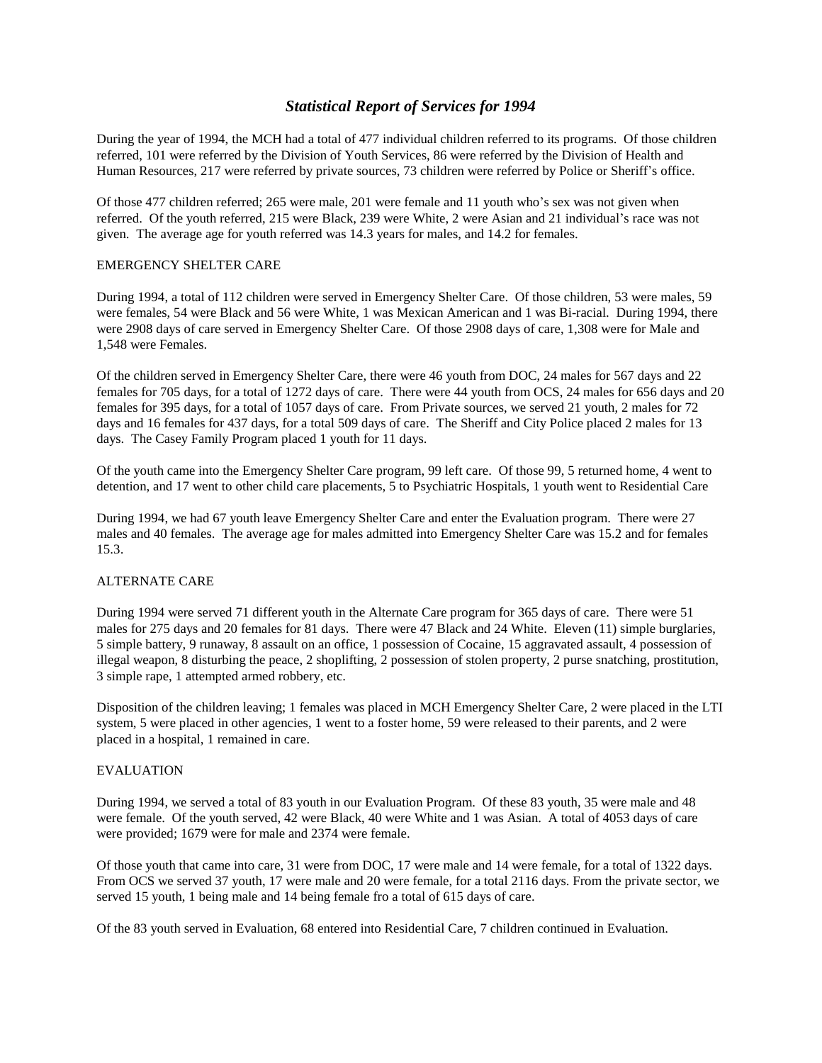# *Statistical Report of Services for 1994*

During the year of 1994, the MCH had a total of 477 individual children referred to its programs. Of those children referred, 101 were referred by the Division of Youth Services, 86 were referred by the Division of Health and Human Resources, 217 were referred by private sources, 73 children were referred by Police or Sheriff's office.

Of those 477 children referred; 265 were male, 201 were female and 11 youth who's sex was not given when referred. Of the youth referred, 215 were Black, 239 were White, 2 were Asian and 21 individual's race was not given. The average age for youth referred was 14.3 years for males, and 14.2 for females.

## EMERGENCY SHELTER CARE

During 1994, a total of 112 children were served in Emergency Shelter Care. Of those children, 53 were males, 59 were females, 54 were Black and 56 were White, 1 was Mexican American and 1 was Bi-racial. During 1994, there were 2908 days of care served in Emergency Shelter Care. Of those 2908 days of care, 1,308 were for Male and 1,548 were Females.

Of the children served in Emergency Shelter Care, there were 46 youth from DOC, 24 males for 567 days and 22 females for 705 days, for a total of 1272 days of care. There were 44 youth from OCS, 24 males for 656 days and 20 females for 395 days, for a total of 1057 days of care. From Private sources, we served 21 youth, 2 males for 72 days and 16 females for 437 days, for a total 509 days of care. The Sheriff and City Police placed 2 males for 13 days. The Casey Family Program placed 1 youth for 11 days.

Of the youth came into the Emergency Shelter Care program, 99 left care. Of those 99, 5 returned home, 4 went to detention, and 17 went to other child care placements, 5 to Psychiatric Hospitals, 1 youth went to Residential Care

During 1994, we had 67 youth leave Emergency Shelter Care and enter the Evaluation program. There were 27 males and 40 females. The average age for males admitted into Emergency Shelter Care was 15.2 and for females 15.3.

## ALTERNATE CARE

During 1994 were served 71 different youth in the Alternate Care program for 365 days of care. There were 51 males for 275 days and 20 females for 81 days. There were 47 Black and 24 White. Eleven (11) simple burglaries, 5 simple battery, 9 runaway, 8 assault on an office, 1 possession of Cocaine, 15 aggravated assault, 4 possession of illegal weapon, 8 disturbing the peace, 2 shoplifting, 2 possession of stolen property, 2 purse snatching, prostitution, 3 simple rape, 1 attempted armed robbery, etc.

Disposition of the children leaving; 1 females was placed in MCH Emergency Shelter Care, 2 were placed in the LTI system, 5 were placed in other agencies, 1 went to a foster home, 59 were released to their parents, and 2 were placed in a hospital, 1 remained in care.

## EVALUATION

During 1994, we served a total of 83 youth in our Evaluation Program. Of these 83 youth, 35 were male and 48 were female. Of the youth served, 42 were Black, 40 were White and 1 was Asian. A total of 4053 days of care were provided; 1679 were for male and 2374 were female.

Of those youth that came into care, 31 were from DOC, 17 were male and 14 were female, for a total of 1322 days. From OCS we served 37 youth, 17 were male and 20 were female, for a total 2116 days. From the private sector, we served 15 youth, 1 being male and 14 being female fro a total of 615 days of care.

Of the 83 youth served in Evaluation, 68 entered into Residential Care, 7 children continued in Evaluation.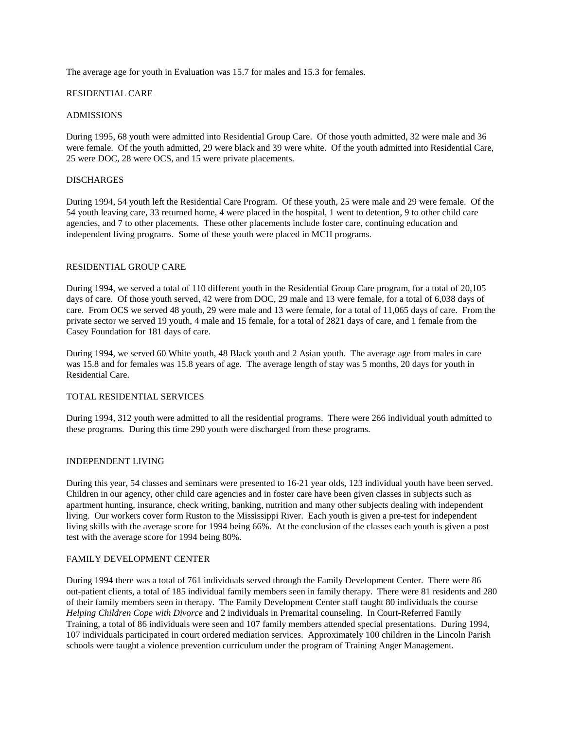The average age for youth in Evaluation was 15.7 for males and 15.3 for females.

## RESIDENTIAL CARE

### ADMISSIONS

During 1995, 68 youth were admitted into Residential Group Care. Of those youth admitted, 32 were male and 36 were female. Of the youth admitted, 29 were black and 39 were white. Of the youth admitted into Residential Care, 25 were DOC, 28 were OCS, and 15 were private placements.

### DISCHARGES

During 1994, 54 youth left the Residential Care Program. Of these youth, 25 were male and 29 were female. Of the 54 youth leaving care, 33 returned home, 4 were placed in the hospital, 1 went to detention, 9 to other child care agencies, and 7 to other placements. These other placements include foster care, continuing education and independent living programs. Some of these youth were placed in MCH programs.

## RESIDENTIAL GROUP CARE

During 1994, we served a total of 110 different youth in the Residential Group Care program, for a total of 20,105 days of care. Of those youth served, 42 were from DOC, 29 male and 13 were female, for a total of 6,038 days of care. From OCS we served 48 youth, 29 were male and 13 were female, for a total of 11,065 days of care. From the private sector we served 19 youth, 4 male and 15 female, for a total of 2821 days of care, and 1 female from the Casey Foundation for 181 days of care.

During 1994, we served 60 White youth, 48 Black youth and 2 Asian youth. The average age from males in care was 15.8 and for females was 15.8 years of age. The average length of stay was 5 months, 20 days for youth in Residential Care.

## TOTAL RESIDENTIAL SERVICES

During 1994, 312 youth were admitted to all the residential programs. There were 266 individual youth admitted to these programs. During this time 290 youth were discharged from these programs.

## INDEPENDENT LIVING

During this year, 54 classes and seminars were presented to 16-21 year olds, 123 individual youth have been served. Children in our agency, other child care agencies and in foster care have been given classes in subjects such as apartment hunting, insurance, check writing, banking, nutrition and many other subjects dealing with independent living. Our workers cover form Ruston to the Mississippi River. Each youth is given a pre-test for independent living skills with the average score for 1994 being 66%. At the conclusion of the classes each youth is given a post test with the average score for 1994 being 80%.

## FAMILY DEVELOPMENT CENTER

During 1994 there was a total of 761 individuals served through the Family Development Center. There were 86 out-patient clients, a total of 185 individual family members seen in family therapy. There were 81 residents and 280 of their family members seen in therapy. The Family Development Center staff taught 80 individuals the course *Helping Children Cope with Divorce* and 2 individuals in Premarital counseling. In Court-Referred Family Training, a total of 86 individuals were seen and 107 family members attended special presentations. During 1994, 107 individuals participated in court ordered mediation services. Approximately 100 children in the Lincoln Parish schools were taught a violence prevention curriculum under the program of Training Anger Management.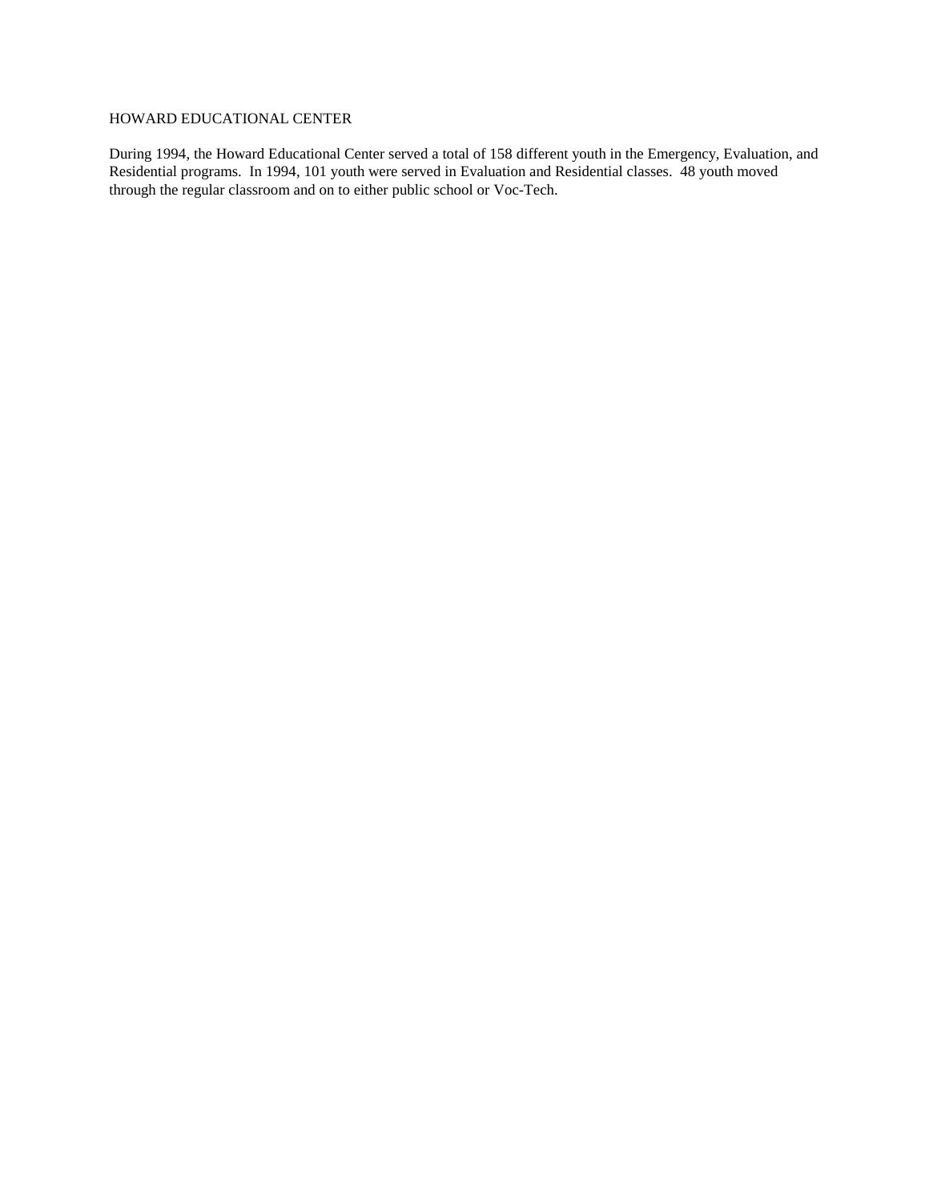## HOWARD EDUCATIONAL CENTER

During 1994, the Howard Educational Center served a total of 158 different youth in the Emergency, Evaluation, and Residential programs. In 1994, 101 youth were served in Evaluation and Residential classes. 48 youth moved through the regular classroom and on to either public school or Voc-Tech.